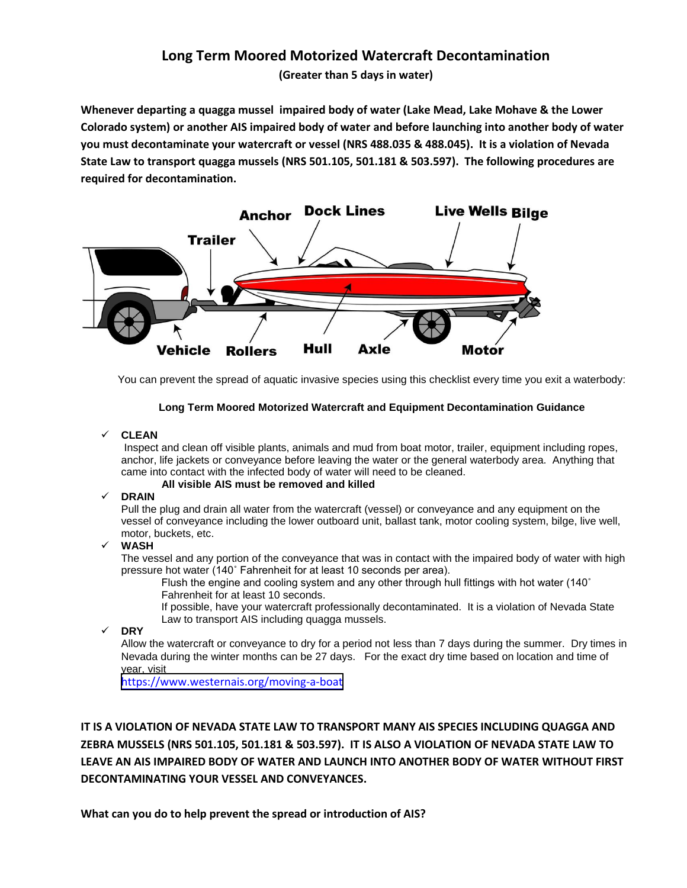# Long Term Moored Motorized Watercraft Decontamination

**(Greater than 5 days in water)**

**Whenever departing a quagga mussel impaired body of water (Lake Mead, Lake Mohave & the Lower Colorado system) or another AIS impaired body of water and before launching into another body of water you must decontaminate your watercraft or vessel (NRS 488.035 & 488.045). It is a violation of Nevada State Law to transport quagga mussels (NRS 501.105, 501.181 & 503.597). The following procedures are required for decontamination.**

Anchor, Dock Lines, Live Wells, Bilge, Trailer, Vehicle, Rollers, Hull, Axle, Motor

You can prevent the spread of aquatic invasive species using this checklist every time you exit a waterbody:

**Long Term Moored Motorized Watercraft and Equipment Decontamination Guidance**

- ✓ **CLEAN**
  Inspect and clean off visible plants, animals and mud from boat motor, trailer, equipment including ropes, anchor, life jackets or conveyance before leaving the water or the general waterbody area. Anything that came into contact with the infected body of water will need to be cleaned.
  **All visible AIS must be removed and killed**
- ✓ **DRAIN**
  Pull the plug and drain all water from the watercraft (vessel) or conveyance and any equipment on the vessel of conveyance including the lower outboard unit, ballast tank, motor cooling system, bilge, live well, motor, buckets, etc.
- ✓ **WASH**
  The vessel and any portion of the conveyance that was in contact with the impaired body of water with high pressure hot water (140˚ Fahrenheit for at least 10 seconds per area).
  Flush the engine and cooling system and any other through hull fittings with hot water (140˚ Fahrenheit for at least 10 seconds.
  If possible, have your watercraft professionally decontaminated. It is a violation of Nevada State Law to transport AIS including quagga mussels.
- ✓ **DRY**
  Allow the watercraft or conveyance to dry for a period not less than 7 days during the summer. Dry times in Nevada during the winter months can be 27 days. For the exact dry time based on location and time of year, visit
  https://www.westernais.org/moving-a-boat

**IT IS A VIOLATION OF NEVADA STATE LAW TO TRANSPORT MANY AIS SPECIES INCLUDING QUAGGA AND ZEBRA MUSSELS (NRS 501.105, 501.181 & 503.597). IT IS ALSO A VIOLATION OF NEVADA STATE LAW TO LEAVE AN AIS IMPAIRED BODY OF WATER AND LAUNCH INTO ANOTHER BODY OF WATER WITHOUT FIRST DECONTAMINATING YOUR VESSEL AND CONVEYANCES.**

**What can you do to help prevent the spread or introduction of AIS?**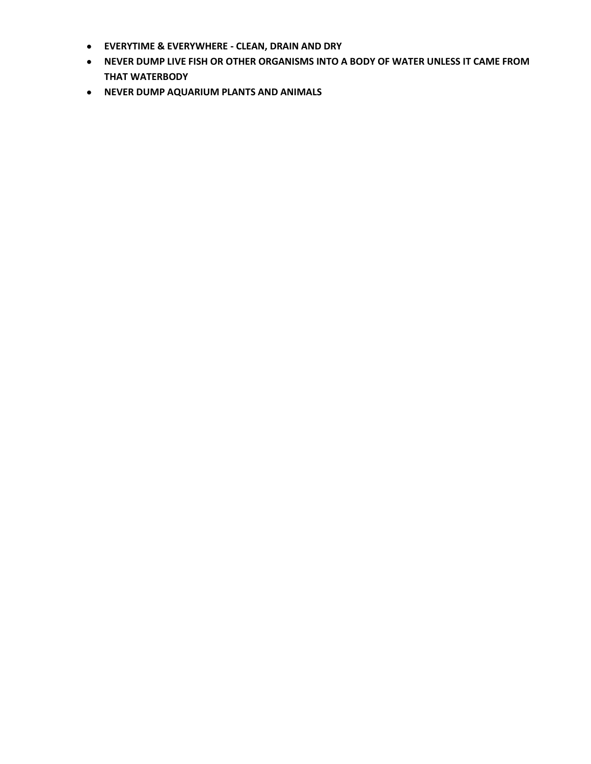- **EVERYTIME & EVERYWHERE - CLEAN, DRAIN AND DRY**
- **NEVER DUMP LIVE FISH OR OTHER ORGANISMS INTO A BODY OF WATER UNLESS IT CAME FROM THAT WATERBODY**
- **NEVER DUMP AQUARIUM PLANTS AND ANIMALS**